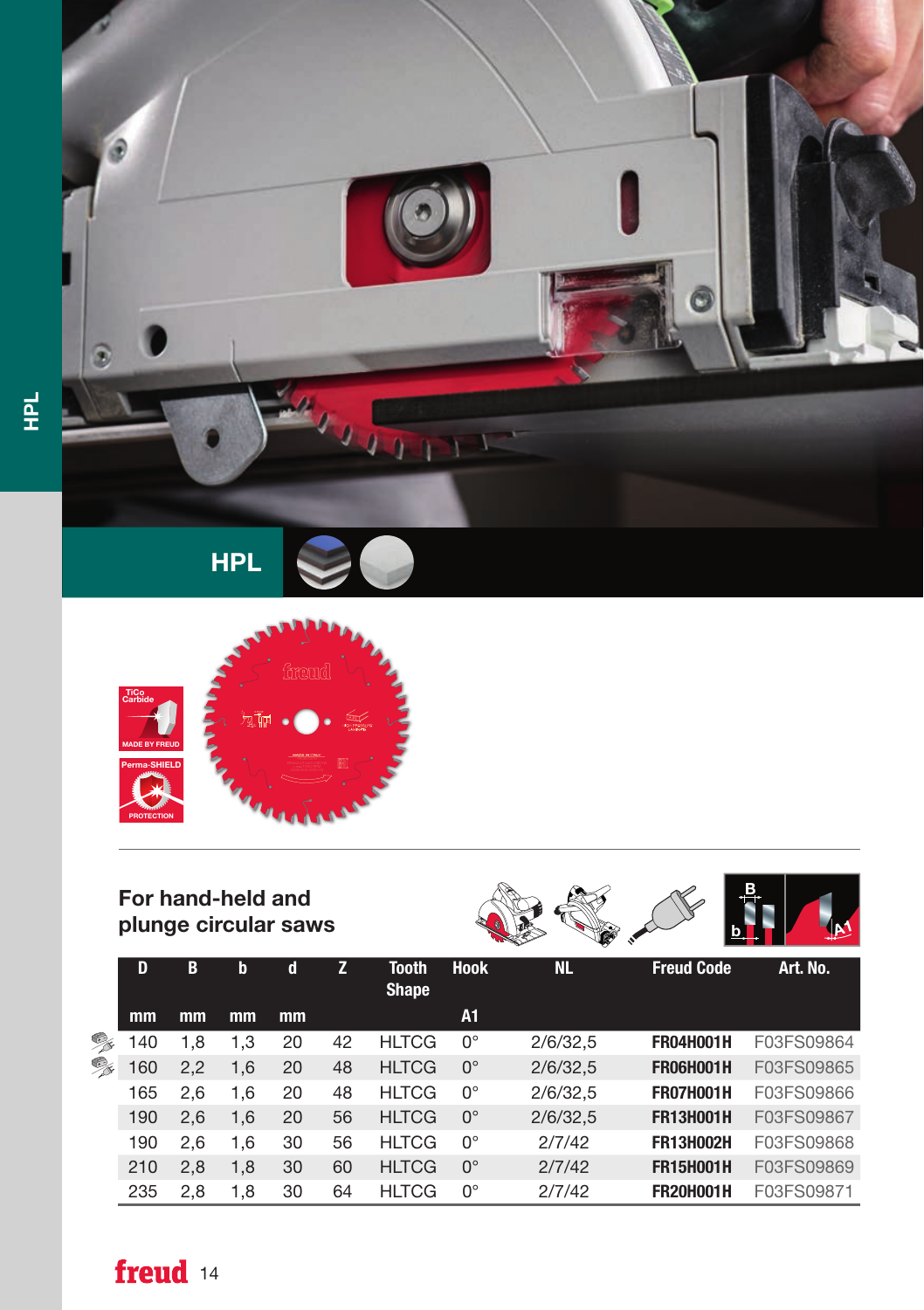## HPL

TiCo Carbide MADE BY FREUD

Perma-SHIELD PROTECTION

### For hand-held and plunge circular saws

| D | B | b | d | Z | Tooth Shape | Hook | NL | Freud Code | Art. No. |
|---|---|---|---|---|---|---|---|---|---|
| mm | mm | mm | mm | | | A1 | | | |
| 140 | 1,8 | 1,3 | 20 | 42 | HLTCG | 0° | 2/6/32,5 | **FR04H001H** | F03FS09864 |
| 160 | 2,2 | 1,6 | 20 | 48 | HLTCG | 0° | 2/6/32,5 | **FR06H001H** | F03FS09865 |
| 165 | 2,6 | 1,6 | 20 | 48 | HLTCG | 0° | 2/6/32,5 | **FR07H001H** | F03FS09866 |
| 190 | 2,6 | 1,6 | 20 | 56 | HLTCG | 0° | 2/6/32,5 | **FR13H001H** | F03FS09867 |
| 190 | 2,6 | 1,6 | 30 | 56 | HLTCG | 0° | 2/7/42 | **FR13H002H** | F03FS09868 |
| 210 | 2,8 | 1,8 | 30 | 60 | HLTCG | 0° | 2/7/42 | **FR15H001H** | F03FS09869 |
| 235 | 2,8 | 1,8 | 30 | 64 | HLTCG | 0° | 2/7/42 | **FR20H001H** | F03FS09871 |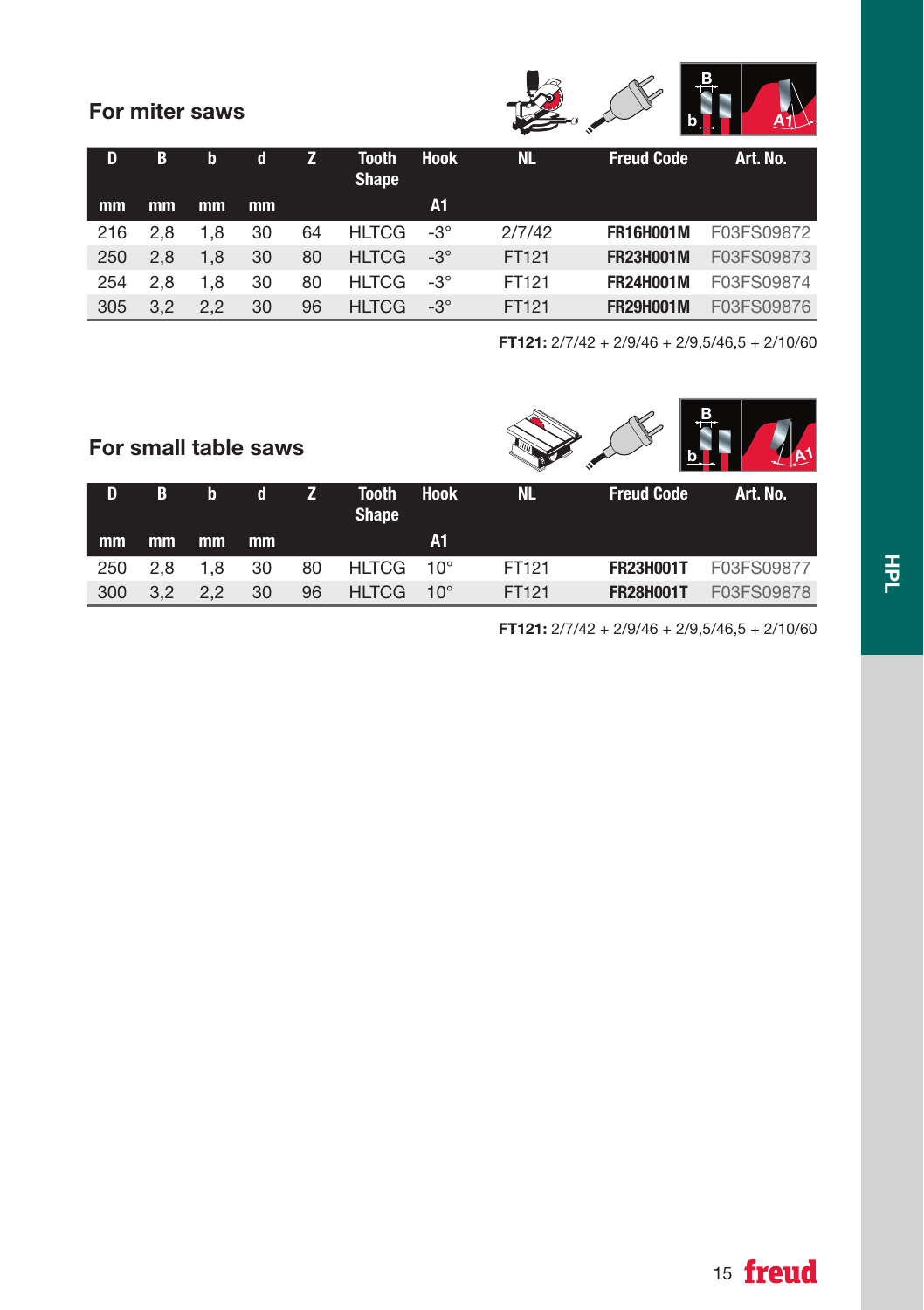## For miter saws

| D | B | b | d | Z | Tooth Shape | Hook | NL | Freud Code | Art. No. |
|---|---|---|---|---|---|---|---|---|---|
| mm | mm | mm | mm | | | A1 | | | |
| 216 | 2,8 | 1,8 | 30 | 64 | HLTCG | -3° | 2/7/42 | **FR16H001M** | F03FS09872 |
| 250 | 2,8 | 1,8 | 30 | 80 | HLTCG | -3° | FT121 | **FR23H001M** | F03FS09873 |
| 254 | 2,8 | 1,8 | 30 | 80 | HLTCG | -3° | FT121 | **FR24H001M** | F03FS09874 |
| 305 | 3,2 | 2,2 | 30 | 96 | HLTCG | -3° | FT121 | **FR29H001M** | F03FS09876 |

**FT121:** 2/7/42 + 2/9/46 + 2/9,5/46,5 + 2/10/60

## For small table saws

| D | B | b | d | Z | Tooth Shape | Hook | NL | Freud Code | Art. No. |
|---|---|---|---|---|---|---|---|---|---|
| mm | mm | mm | mm | | | A1 | | | |
| 250 | 2,8 | 1,8 | 30 | 80 | HLTCG | 10° | FT121 | **FR23H001T** | F03FS09877 |
| 300 | 3,2 | 2,2 | 30 | 96 | HLTCG | 10° | FT121 | **FR28H001T** | F03FS09878 |

**FT121:** 2/7/42 + 2/9/46 + 2/9,5/46,5 + 2/10/60